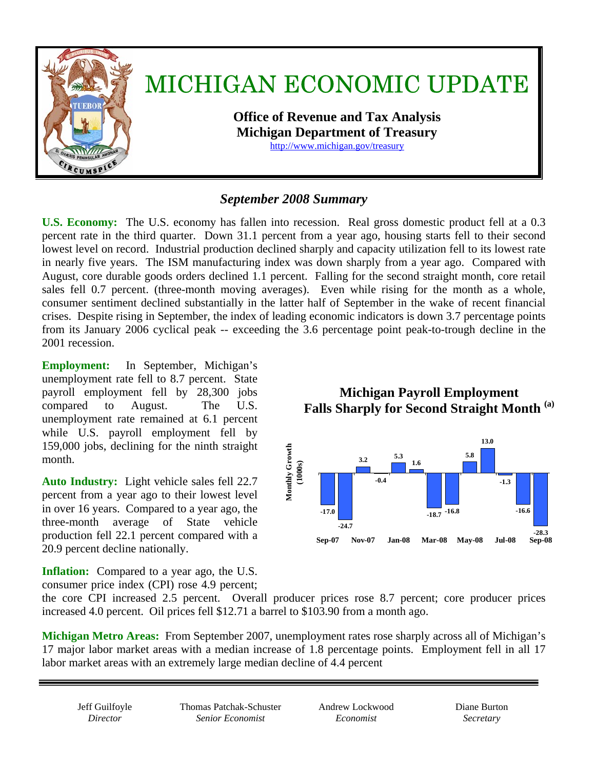# MICHIGAN ECONOMIC UPDATE

**Office of Revenue and Tax Analysis**
**Michigan Department of Treasury**
http://www.michigan.gov/treasury

## *September 2008 Summary*

**U.S. Economy:** The U.S. economy has fallen into recession. Real gross domestic product fell at a 0.3 percent rate in the third quarter. Down 31.1 percent from a year ago, housing starts fell to their second lowest level on record. Industrial production declined sharply and capacity utilization fell to its lowest rate in nearly five years. The ISM manufacturing index was down sharply from a year ago. Compared with August, core durable goods orders declined 1.1 percent. Falling for the second straight month, core retail sales fell 0.7 percent. (three-month moving averages). Even while rising for the month as a whole, consumer sentiment declined substantially in the latter half of September in the wake of recent financial crises. Despite rising in September, the index of leading economic indicators is down 3.7 percentage points from its January 2006 cyclical peak -- exceeding the 3.6 percentage point peak-to-trough decline in the 2001 recession.

**Employment:** In September, Michigan's unemployment rate fell to 8.7 percent. State payroll employment fell by 28,300 jobs compared to August. The U.S. unemployment rate remained at 6.1 percent while U.S. payroll employment fell by 159,000 jobs, declining for the ninth straight month.

**Michigan Payroll Employment Falls Sharply for Second Straight Month [(a)]**

Monthly Growth (1000s)

-17.0, -24.7, 3.2, -0.4, 5.3, 1.6, -18.7, -16.8, 5.8, 13.0, -1.3, -16.6, -28.3

Sep-07, Nov-07, Jan-08, Mar-08, May-08, Jul-08, Sep-08

**Auto Industry:** Light vehicle sales fell 22.7 percent from a year ago to their lowest level in over 16 years. Compared to a year ago, the three-month average of State vehicle production fell 22.1 percent compared with a 20.9 percent decline nationally.

**Inflation:** Compared to a year ago, the U.S. consumer price index (CPI) rose 4.9 percent; the core CPI increased 2.5 percent. Overall producer prices rose 8.7 percent; core producer prices increased 4.0 percent. Oil prices fell $12.71 a barrel to $103.90 from a month ago.

**Michigan Metro Areas:** From September 2007, unemployment rates rose sharply across all of Michigan's 17 major labor market areas with a median increase of 1.8 percentage points. Employment fell in all 17 labor market areas with an extremely large median decline of 4.4 percent

---

Jeff Guilfoyle
*Director*

Thomas Patchak-Schuster
*Senior Economist*

Andrew Lockwood
*Economist*

Diane Burton
*Secretary*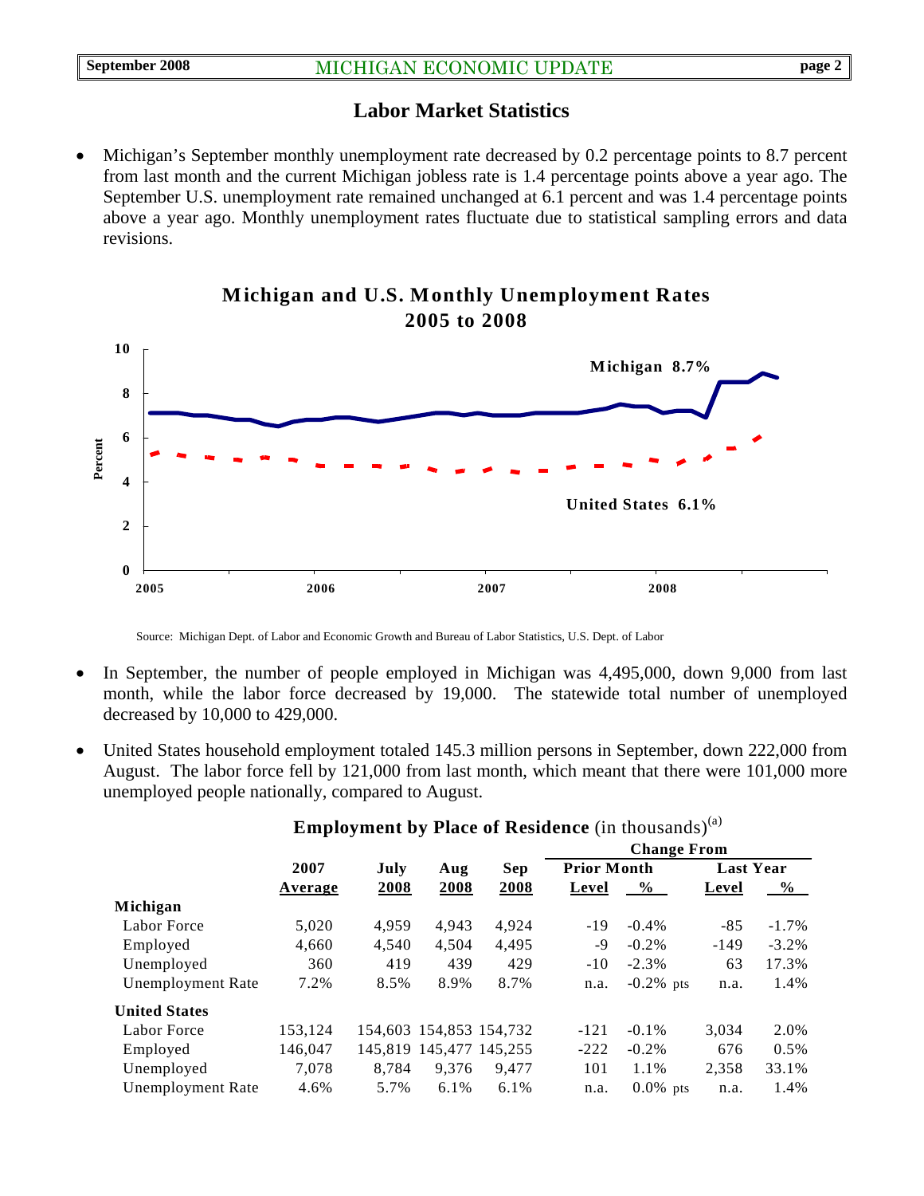## Labor Market Statistics

- Michigan's September monthly unemployment rate decreased by 0.2 percentage points to 8.7 percent from last month and the current Michigan jobless rate is 1.4 percentage points above a year ago. The September U.S. unemployment rate remained unchanged at 6.1 percent and was 1.4 percentage points above a year ago. Monthly unemployment rates fluctuate due to statistical sampling errors and data revisions.

**Michigan and U.S. Monthly Unemployment Rates 2005 to 2008**

Michigan 8.7%

United States 6.1%

Percent

0
2
4
6
8
10

2005
2006
2007
2008

Source: Michigan Dept. of Labor and Economic Growth and Bureau of Labor Statistics, U.S. Dept. of Labor

- In September, the number of people employed in Michigan was 4,495,000, down 9,000 from last month, while the labor force decreased by 19,000. The statewide total number of unemployed decreased by 10,000 to 429,000.

- United States household employment totaled 145.3 million persons in September, down 222,000 from August. The labor force fell by 121,000 from last month, which meant that there were 101,000 more unemployed people nationally, compared to August.

**Employment by Place of Residence** (in thousands)[(a)]

| | 2007 | July | Aug | Sep | Change From | | | |
|---|---|---|---|---|---|---|---|---|
| | | | | | Prior Month | | Last Year | |
| | Average | 2008 | 2008 | 2008 | Level | % | Level | % |
| **Michigan** | | | | | | | | |
| Labor Force | 5,020 | 4,959 | 4,943 | 4,924 | -19 | -0.4% | -85 | -1.7% |
| Employed | 4,660 | 4,540 | 4,504 | 4,495 | -9 | -0.2% | -149 | -3.2% |
| Unemployed | 360 | 419 | 439 | 429 | -10 | -2.3% | 63 | 17.3% |
| Unemployment Rate | 7.2% | 8.5% | 8.9% | 8.7% | n.a. | -0.2% pts | n.a. | 1.4% |
| **United States** | | | | | | | | |
| Labor Force | 153,124 | 154,603 | 154,853 | 154,732 | -121 | -0.1% | 3,034 | 2.0% |
| Employed | 146,047 | 145,819 | 145,477 | 145,255 | -222 | -0.2% | 676 | 0.5% |
| Unemployed | 7,078 | 8,784 | 9,376 | 9,477 | 101 | 1.1% | 2,358 | 33.1% |
| Unemployment Rate | 4.6% | 5.7% | 6.1% | 6.1% | n.a. | 0.0% pts | n.a. | 1.4% |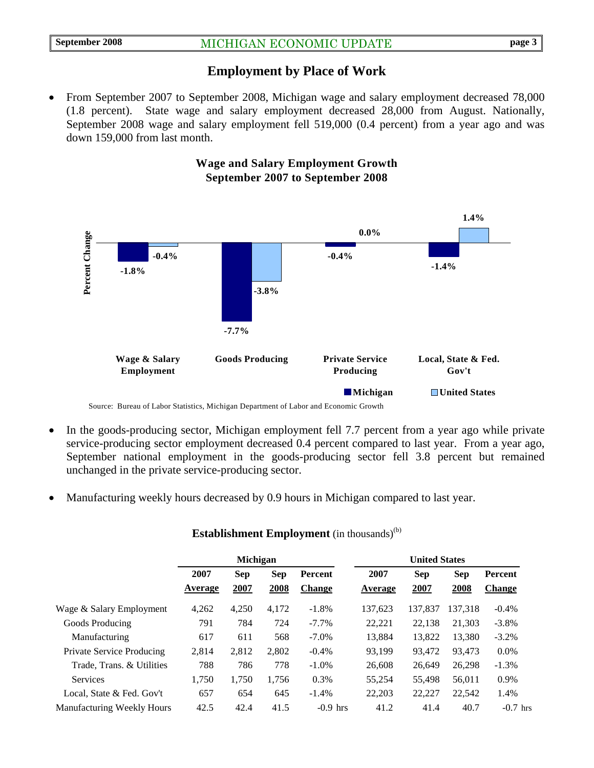## Employment by Place of Work

- From September 2007 to September 2008, Michigan wage and salary employment decreased 78,000 (1.8 percent). State wage and salary employment decreased 28,000 from August. Nationally, September 2008 wage and salary employment fell 519,000 (0.4 percent) from a year ago and was down 159,000 from last month.

**Wage and Salary Employment Growth**
**September 2007 to September 2008**

Percent Change

-1.8%
-0.4%
-7.7%
-3.8%
-0.4%
0.0%
-1.4%
1.4%

Wage & Salary Employment
Goods Producing
Private Service Producing
Local, State & Fed. Gov't

Michigan
United States

Source: Bureau of Labor Statistics, Michigan Department of Labor and Economic Growth

- In the goods-producing sector, Michigan employment fell 7.7 percent from a year ago while private service-producing sector employment decreased 0.4 percent compared to last year. From a year ago, September national employment in the goods-producing sector fell 3.8 percent but remained unchanged in the private service-producing sector.

- Manufacturing weekly hours decreased by 0.9 hours in Michigan compared to last year.

**Establishment Employment** (in thousands)[(b)]

| | Michigan | | | | United States | | | |
|---|---|---|---|---|---|---|---|---|
| | 2007 Average | Sep 2007 | Sep 2008 | Percent Change | 2007 Average | Sep 2007 | Sep 2008 | Percent Change |
| Wage & Salary Employment | 4,262 | 4,250 | 4,172 | -1.8% | 137,623 | 137,837 | 137,318 | -0.4% |
| Goods Producing | 791 | 784 | 724 | -7.7% | 22,221 | 22,138 | 21,303 | -3.8% |
| Manufacturing | 617 | 611 | 568 | -7.0% | 13,884 | 13,822 | 13,380 | -3.2% |
| Private Service Producing | 2,814 | 2,812 | 2,802 | -0.4% | 93,199 | 93,472 | 93,473 | 0.0% |
| Trade, Trans. & Utilities | 788 | 786 | 778 | -1.0% | 26,608 | 26,649 | 26,298 | -1.3% |
| Services | 1,750 | 1,750 | 1,756 | 0.3% | 55,254 | 55,498 | 56,011 | 0.9% |
| Local, State & Fed. Gov't | 657 | 654 | 645 | -1.4% | 22,203 | 22,227 | 22,542 | 1.4% |
| Manufacturing Weekly Hours | 42.5 | 42.4 | 41.5 | -0.9 hrs | 41.2 | 41.4 | 40.7 | -0.7 hrs |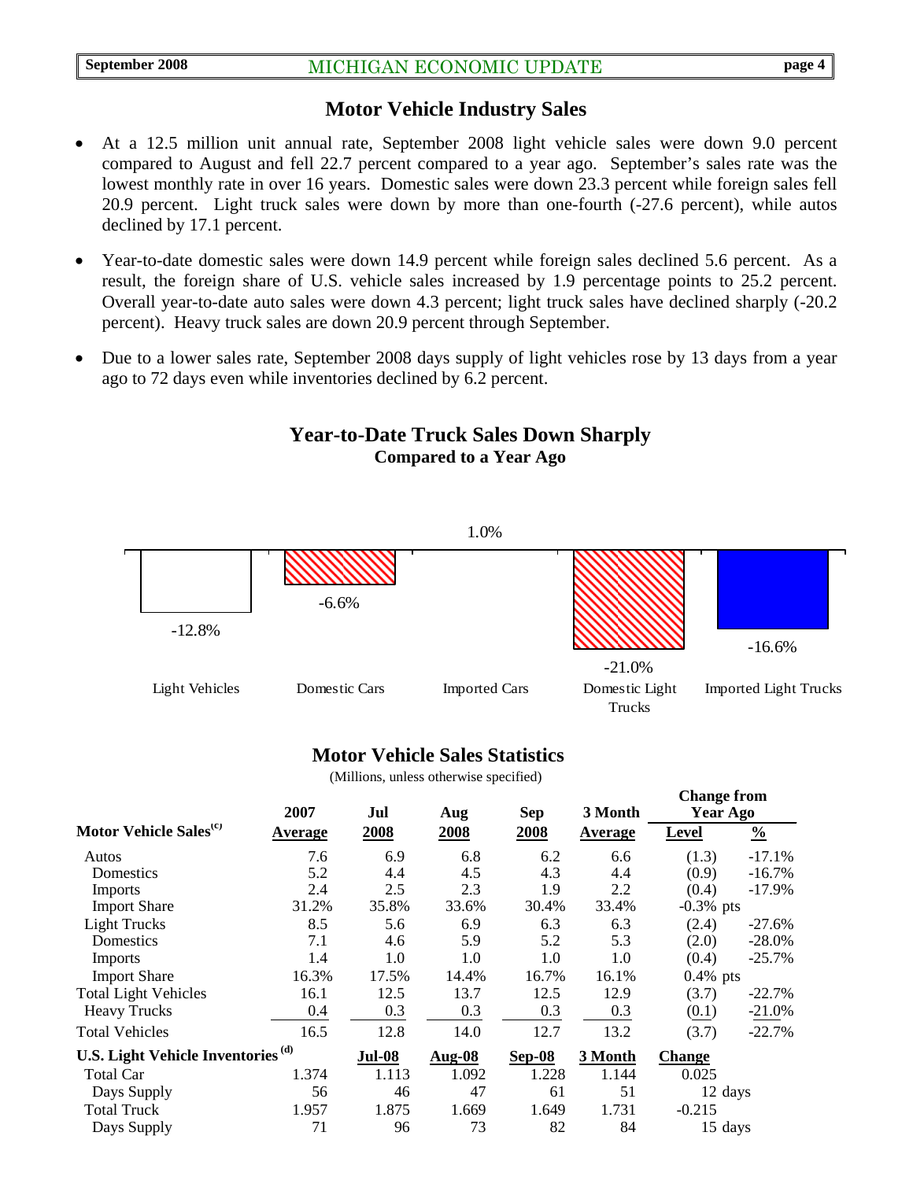## Motor Vehicle Industry Sales

- At a 12.5 million unit annual rate, September 2008 light vehicle sales were down 9.0 percent compared to August and fell 22.7 percent compared to a year ago. September's sales rate was the lowest monthly rate in over 16 years. Domestic sales were down 23.3 percent while foreign sales fell 20.9 percent. Light truck sales were down by more than one-fourth (-27.6 percent), while autos declined by 17.1 percent.
- Year-to-date domestic sales were down 14.9 percent while foreign sales declined 5.6 percent. As a result, the foreign share of U.S. vehicle sales increased by 1.9 percentage points to 25.2 percent. Overall year-to-date auto sales were down 4.3 percent; light truck sales have declined sharply (-20.2 percent). Heavy truck sales are down 20.9 percent through September.
- Due to a lower sales rate, September 2008 days supply of light vehicles rose by 13 days from a year ago to 72 days even while inventories declined by 6.2 percent.

### Year-to-Date Truck Sales Down Sharply
**Compared to a Year Ago**

-12.8%
-6.6%
1.0%
-21.0%
-16.6%

Light Vehicles
Domestic Cars
Imported Cars
Domestic Light Trucks
Imported Light Trucks

### Motor Vehicle Sales Statistics

(Millions, unless otherwise specified)

| Motor Vehicle Sales[c] | 2007 Average | Jul 2008 | Aug 2008 | Sep 2008 | 3 Month Average | Change from Year Ago Level | Change from Year Ago % |
|---|---|---|---|---|---|---|---|
| Autos | 7.6 | 6.9 | 6.8 | 6.2 | 6.6 | (1.3) | -17.1% |
| Domestics | 5.2 | 4.4 | 4.5 | 4.3 | 4.4 | (0.9) | -16.7% |
| Imports | 2.4 | 2.5 | 2.3 | 1.9 | 2.2 | (0.4) | -17.9% |
| Import Share | 31.2% | 35.8% | 33.6% | 30.4% | 33.4% | -0.3% pts | |
| Light Trucks | 8.5 | 5.6 | 6.9 | 6.3 | 6.3 | (2.4) | -27.6% |
| Domestics | 7.1 | 4.6 | 5.9 | 5.2 | 5.3 | (2.0) | -28.0% |
| Imports | 1.4 | 1.0 | 1.0 | 1.0 | 1.0 | (0.4) | -25.7% |
| Import Share | 16.3% | 17.5% | 14.4% | 16.7% | 16.1% | 0.4% pts | |
| Total Light Vehicles | 16.1 | 12.5 | 13.7 | 12.5 | 12.9 | (3.7) | -22.7% |
| Heavy Trucks | 0.4 | 0.3 | 0.3 | 0.3 | 0.3 | (0.1) | -21.0% |
| Total Vehicles | 16.5 | 12.8 | 14.0 | 12.7 | 13.2 | (3.7) | -22.7% |
| **U.S. Light Vehicle Inventories [d]** | | **Jul-08** | **Aug-08** | **Sep-08** | **3 Month** | **Change** | |
| Total Car | 1.374 | 1.113 | 1.092 | 1.228 | 1.144 | 0.025 | |
| Days Supply | 56 | 46 | 47 | 61 | 51 | 12 days | |
| Total Truck | 1.957 | 1.875 | 1.669 | 1.649 | 1.731 | -0.215 | |
| Days Supply | 71 | 96 | 73 | 82 | 84 | 15 days | |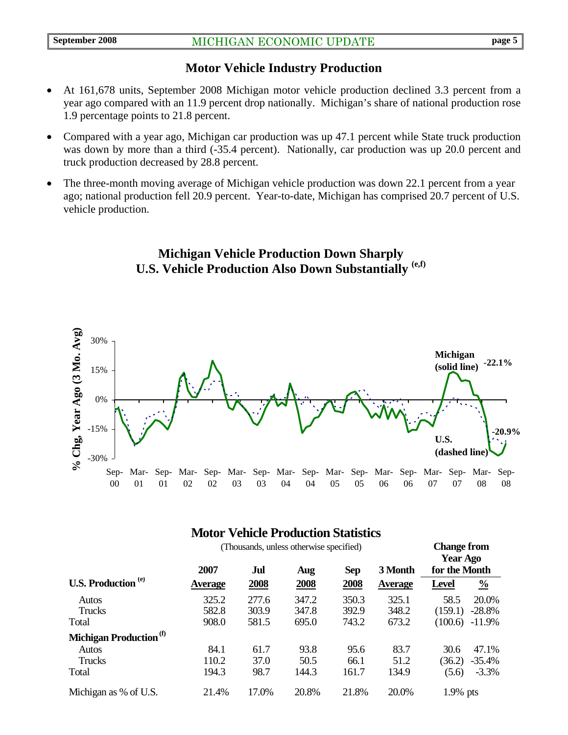## Motor Vehicle Industry Production

- At 161,678 units, September 2008 Michigan motor vehicle production declined 3.3 percent from a year ago compared with an 11.9 percent drop nationally. Michigan's share of national production rose 1.9 percentage points to 21.8 percent.
- Compared with a year ago, Michigan car production was up 47.1 percent while State truck production was down by more than a third (-35.4 percent). Nationally, car production was up 20.0 percent and truck production decreased by 28.8 percent.
- The three-month moving average of Michigan vehicle production was down 22.1 percent from a year ago; national production fell 20.9 percent. Year-to-date, Michigan has comprised 20.7 percent of U.S. vehicle production.

### Michigan Vehicle Production Down Sharply U.S. Vehicle Production Also Down Substantially (e,f)

% Chg, Year Ago (3 Mo. Avg)

30%
15%
0%
-15%
-30%

Sep-00 Mar-01 Sep-01 Mar-02 Sep-02 Mar-03 Sep-03 Mar-04 Sep-04 Mar-05 Sep-05 Mar-06 Sep-06 Mar-07 Sep-07 Mar-08 Sep-08

Michigan (solid line) -22.1%

U.S. (dashed line) -20.9%

### Motor Vehicle Production Statistics

(Thousands, unless otherwise specified)

| | 2007 | Jul | Aug | Sep | 3 Month | Change from Year Ago for the Month | |
|---|---|---|---|---|---|---|---|
| **U.S. Production (e)** | **Average** | **2008** | **2008** | **2008** | **Average** | **Level** | **%** |
| Autos | 325.2 | 277.6 | 347.2 | 350.3 | 325.1 | 58.5 | 20.0% |
| Trucks | 582.8 | 303.9 | 347.8 | 392.9 | 348.2 | (159.1) | -28.8% |
| Total | 908.0 | 581.5 | 695.0 | 743.2 | 673.2 | (100.6) | -11.9% |
| **Michigan Production (f)** | | | | | | | |
| Autos | 84.1 | 61.7 | 93.8 | 95.6 | 83.7 | 30.6 | 47.1% |
| Trucks | 110.2 | 37.0 | 50.5 | 66.1 | 51.2 | (36.2) | -35.4% |
| Total | 194.3 | 98.7 | 144.3 | 161.7 | 134.9 | (5.6) | -3.3% |
| Michigan as % of U.S. | 21.4% | 17.0% | 20.8% | 21.8% | 20.0% | 1.9% pts | |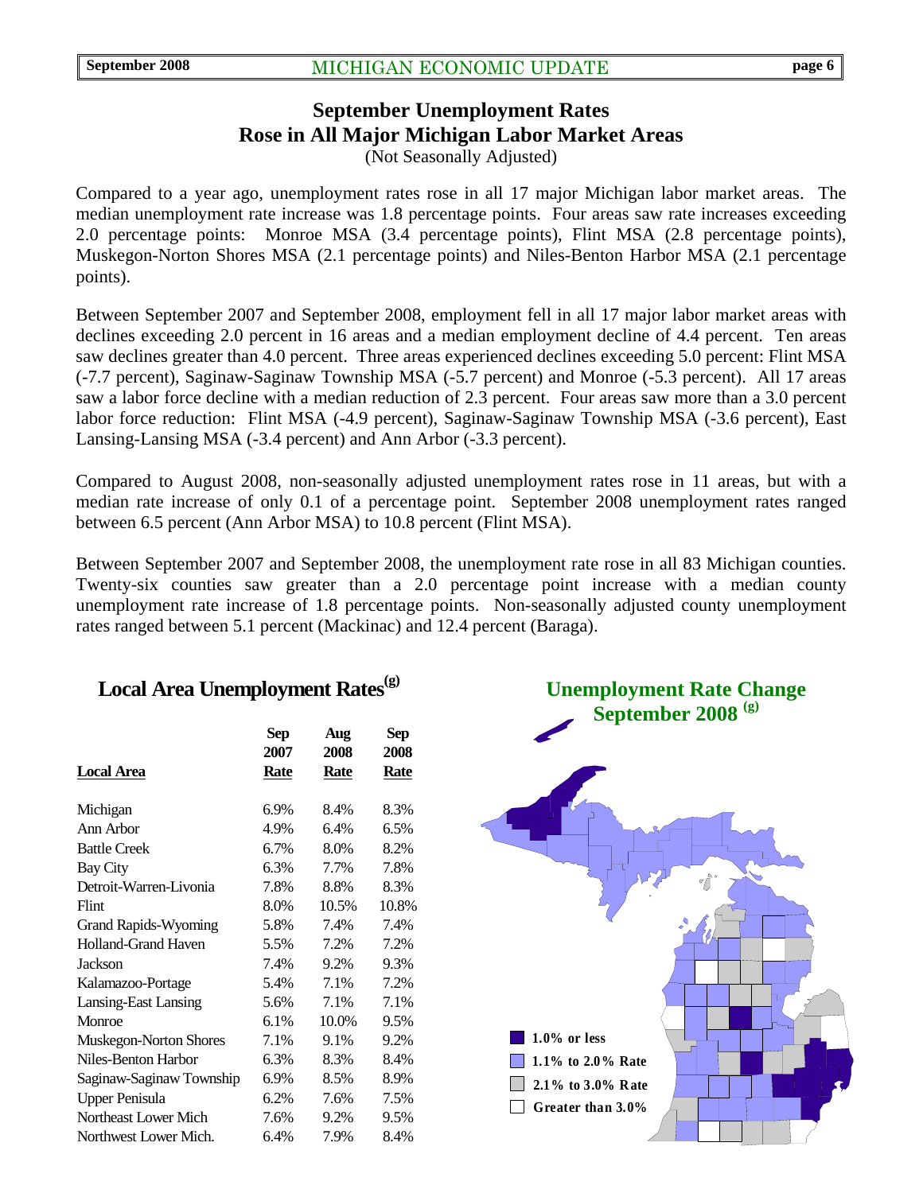# September Unemployment Rates Rose in All Major Michigan Labor Market Areas

(Not Seasonally Adjusted)

Compared to a year ago, unemployment rates rose in all 17 major Michigan labor market areas. The median unemployment rate increase was 1.8 percentage points. Four areas saw rate increases exceeding 2.0 percentage points: Monroe MSA (3.4 percentage points), Flint MSA (2.8 percentage points), Muskegon-Norton Shores MSA (2.1 percentage points) and Niles-Benton Harbor MSA (2.1 percentage points).

Between September 2007 and September 2008, employment fell in all 17 major labor market areas with declines exceeding 2.0 percent in 16 areas and a median employment decline of 4.4 percent. Ten areas saw declines greater than 4.0 percent. Three areas experienced declines exceeding 5.0 percent: Flint MSA (-7.7 percent), Saginaw-Saginaw Township MSA (-5.7 percent) and Monroe (-5.3 percent). All 17 areas saw a labor force decline with a median reduction of 2.3 percent. Four areas saw more than a 3.0 percent labor force reduction: Flint MSA (-4.9 percent), Saginaw-Saginaw Township MSA (-3.6 percent), East Lansing-Lansing MSA (-3.4 percent) and Ann Arbor (-3.3 percent).

Compared to August 2008, non-seasonally adjusted unemployment rates rose in 11 areas, but with a median rate increase of only 0.1 of a percentage point. September 2008 unemployment rates ranged between 6.5 percent (Ann Arbor MSA) to 10.8 percent (Flint MSA).

Between September 2007 and September 2008, the unemployment rate rose in all 83 Michigan counties. Twenty-six counties saw greater than a 2.0 percentage point increase with a median county unemployment rate increase of 1.8 percentage points. Non-seasonally adjusted county unemployment rates ranged between 5.1 percent (Mackinac) and 12.4 percent (Baraga).

## Local Area Unemployment Rates(g)

| Local Area | Sep 2007 Rate | Aug 2008 Rate | Sep 2008 Rate |
|---|---|---|---|
| Michigan | 6.9% | 8.4% | 8.3% |
| Ann Arbor | 4.9% | 6.4% | 6.5% |
| Battle Creek | 6.7% | 8.0% | 8.2% |
| Bay City | 6.3% | 7.7% | 7.8% |
| Detroit-Warren-Livonia | 7.8% | 8.8% | 8.3% |
| Flint | 8.0% | 10.5% | 10.8% |
| Grand Rapids-Wyoming | 5.8% | 7.4% | 7.4% |
| Holland-Grand Haven | 5.5% | 7.2% | 7.2% |
| Jackson | 7.4% | 9.2% | 9.3% |
| Kalamazoo-Portage | 5.4% | 7.1% | 7.2% |
| Lansing-East Lansing | 5.6% | 7.1% | 7.1% |
| Monroe | 6.1% | 10.0% | 9.5% |
| Muskegon-Norton Shores | 7.1% | 9.1% | 9.2% |
| Niles-Benton Harbor | 6.3% | 8.3% | 8.4% |
| Saginaw-Saginaw Township | 6.9% | 8.5% | 8.9% |
| Upper Penisula | 6.2% | 7.6% | 7.5% |
| Northeast Lower Mich | 7.6% | 9.2% | 9.5% |
| Northwest Lower Mich. | 6.4% | 7.9% | 8.4% |

## Unemployment Rate Change September 2008 (g)

1.0% or less
1.1% to 2.0% Rate
2.1% to 3.0% Rate
Greater than 3.0%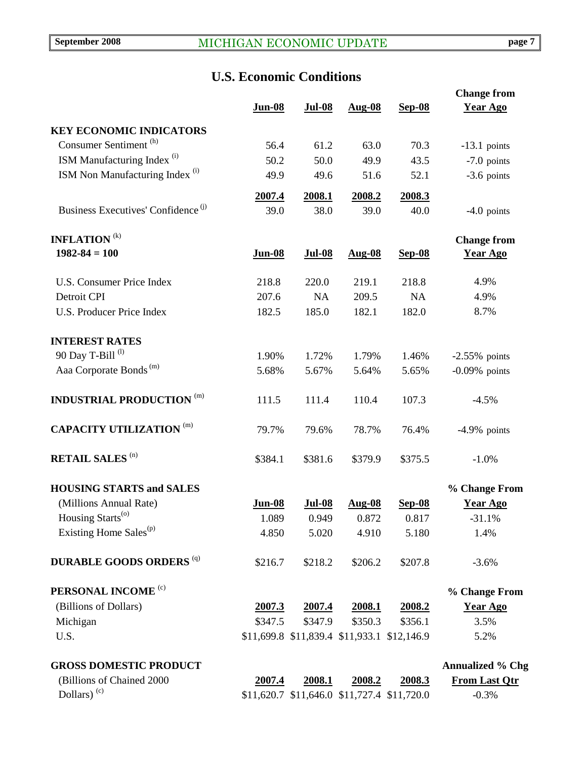## U.S. Economic Conditions

| | Jun-08 | Jul-08 | Aug-08 | Sep-08 | Change from Year Ago |
|---|---|---|---|---|---|
| **KEY ECONOMIC INDICATORS** | | | | | |
| Consumer Sentiment (h) | 56.4 | 61.2 | 63.0 | 70.3 | -13.1 points |
| ISM Manufacturing Index (i) | 50.2 | 50.0 | 49.9 | 43.5 | -7.0 points |
| ISM Non Manufacturing Index (i) | 49.9 | 49.6 | 51.6 | 52.1 | -3.6 points |
| | **2007.4** | **2008.1** | **2008.2** | **2008.3** | |
| Business Executives' Confidence (j) | 39.0 | 38.0 | 39.0 | 40.0 | -4.0 points |

| **INFLATION (k)** 1982-84 = 100 | Jun-08 | Jul-08 | Aug-08 | Sep-08 | Change from Year Ago |
|---|---|---|---|---|---|
| U.S. Consumer Price Index | 218.8 | 220.0 | 219.1 | 218.8 | 4.9% |
| Detroit CPI | 207.6 | NA | 209.5 | NA | 4.9% |
| U.S. Producer Price Index | 182.5 | 185.0 | 182.1 | 182.0 | 8.7% |
| **INTEREST RATES** | | | | | |
| 90 Day T-Bill (l) | 1.90% | 1.72% | 1.79% | 1.46% | -2.55% points |
| Aaa Corporate Bonds (m) | 5.68% | 5.67% | 5.64% | 5.65% | -0.09% points |
| **INDUSTRIAL PRODUCTION (m)** | 111.5 | 111.4 | 110.4 | 107.3 | -4.5% |
| **CAPACITY UTILIZATION (m)** | 79.7% | 79.6% | 78.7% | 76.4% | -4.9% points |
| **RETAIL SALES (n)** | $384.1 | $381.6 | $379.9 | $375.5 | -1.0% |

| **HOUSING STARTS and SALES** (Millions Annual Rate) | Jun-08 | Jul-08 | Aug-08 | Sep-08 | % Change From Year Ago |
|---|---|---|---|---|---|
| Housing Starts (o) | 1.089 | 0.949 | 0.872 | 0.817 | -31.1% |
| Existing Home Sales (p) | 4.850 | 5.020 | 4.910 | 5.180 | 1.4% |
| **DURABLE GOODS ORDERS (q)** | $216.7 | $218.2 | $206.2 | $207.8 | -3.6% |

| **PERSONAL INCOME (c)** (Billions of Dollars) | 2007.3 | 2007.4 | 2008.1 | 2008.2 | % Change From Year Ago |
|---|---|---|---|---|---|
| Michigan | $347.5 | $347.9 | $350.3 | $356.1 | 3.5% |
| U.S. | $11,699.8 | $11,839.4 | $11,933.1 | $12,146.9 | 5.2% |

| **GROSS DOMESTIC PRODUCT** (Billions of Chained 2000 Dollars) (c) | 2007.4 | 2008.1 | 2008.2 | 2008.3 | Annualized % Chg From Last Qtr |
|---|---|---|---|---|---|
| | $11,620.7 | $11,646.0 | $11,727.4 | $11,720.0 | -0.3% |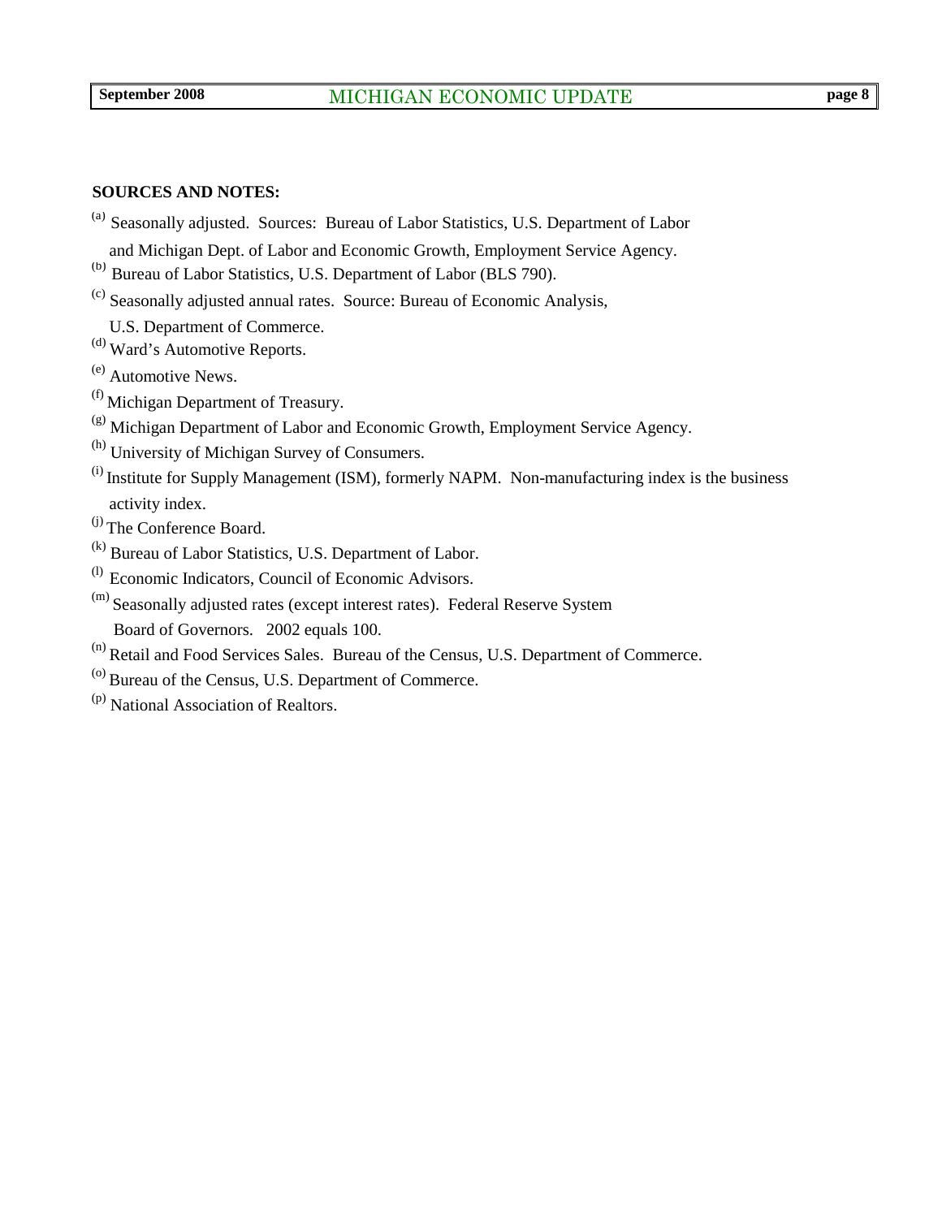**SOURCES AND NOTES:**

[a] Seasonally adjusted. Sources: Bureau of Labor Statistics, U.S. Department of Labor and Michigan Dept. of Labor and Economic Growth, Employment Service Agency.

[b] Bureau of Labor Statistics, U.S. Department of Labor (BLS 790).

[c] Seasonally adjusted annual rates. Source: Bureau of Economic Analysis, U.S. Department of Commerce.

[d] Ward's Automotive Reports.

[e] Automotive News.

[f] Michigan Department of Treasury.

[g] Michigan Department of Labor and Economic Growth, Employment Service Agency.

[h] University of Michigan Survey of Consumers.

[i] Institute for Supply Management (ISM), formerly NAPM. Non-manufacturing index is the business activity index.

[j] The Conference Board.

[k] Bureau of Labor Statistics, U.S. Department of Labor.

[l] Economic Indicators, Council of Economic Advisors.

[m] Seasonally adjusted rates (except interest rates). Federal Reserve System Board of Governors. 2002 equals 100.

[n] Retail and Food Services Sales. Bureau of the Census, U.S. Department of Commerce.

[o] Bureau of the Census, U.S. Department of Commerce.

[p] National Association of Realtors.